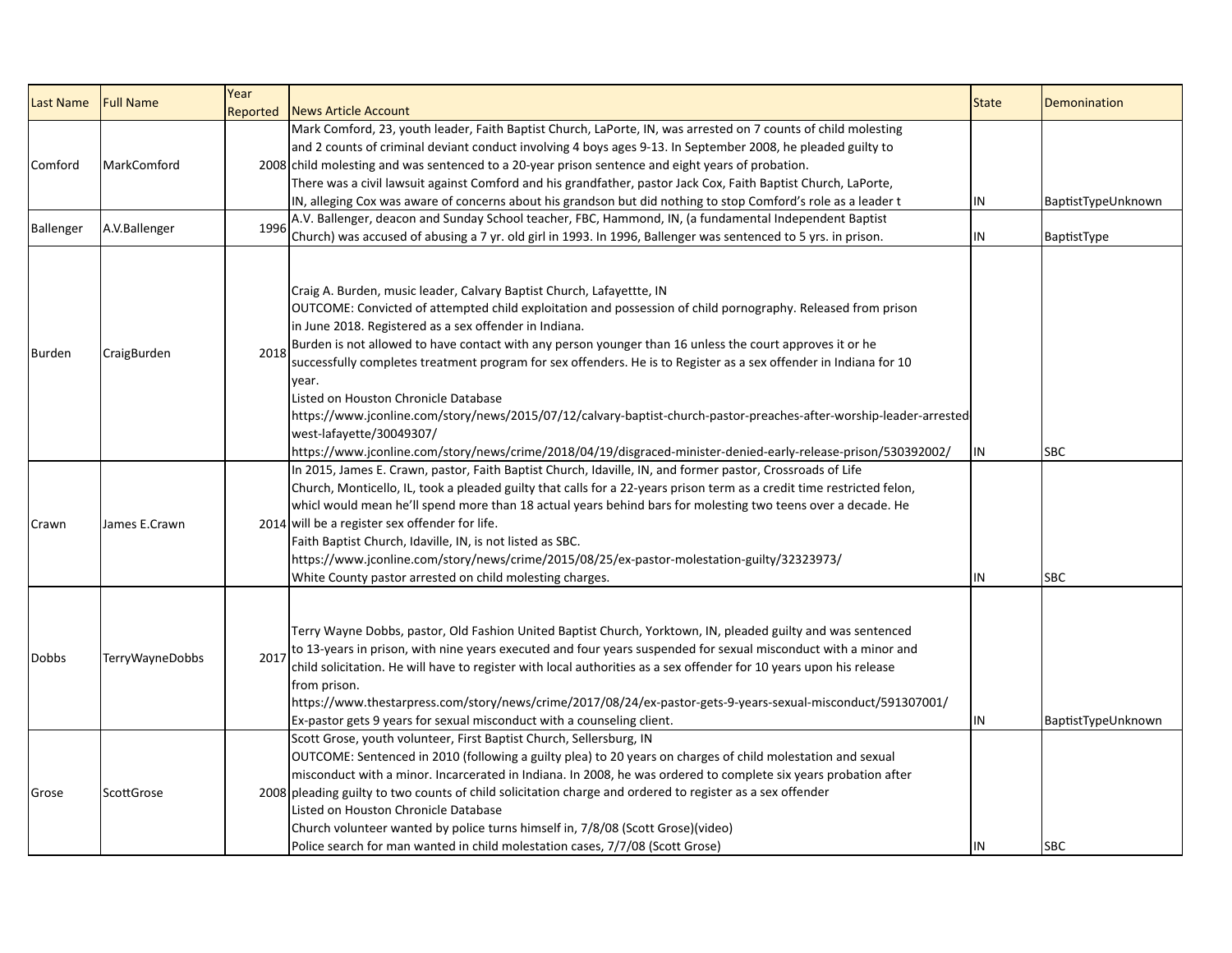| Last Name | Full Name | Year Reported | News Article Account | State | Demonination |
|---|---|---|---|---|---|
| Comford | MarkComford | 2008 | Mark Comford, 23, youth leader, Faith Baptist Church, LaPorte, IN, was arrested on 7 counts of child molesting and 2 counts of criminal deviant conduct involving 4 boys ages 9-13. In September 2008, he pleaded guilty to child molesting and was sentenced to a 20-year prison sentence and eight years of probation. There was a civil lawsuit against Comford and his grandfather, pastor Jack Cox, Faith Baptist Church, LaPorte, IN, alleging Cox was aware of concerns about his grandson but did nothing to stop Comford's role as a leader t | IN | BaptistTypeUnknown |
| Ballenger | A.V.Ballenger | 1996 | A.V. Ballenger, deacon and Sunday School teacher, FBC, Hammond, IN, (a fundamental Independent Baptist Church) was accused of abusing a 7 yr. old girl in 1993. In 1996, Ballenger was sentenced to 5 yrs. in prison. | IN | BaptistType |
| Burden | CraigBurden | 2018 | Craig A. Burden, music leader, Calvary Baptist Church, Lafayettte, IN<br>OUTCOME: Convicted of attempted child exploitation and possession of child pornography. Released from prison in June 2018. Registered as a sex offender in Indiana.<br>Burden is not allowed to have contact with any person younger than 16 unless the court approves it or he successfully completes treatment program for sex offenders. He is to Register as a sex offender in Indiana for 10 year.<br>Listed on Houston Chronicle Database<br>https://www.jconline.com/story/news/2015/07/12/calvary-baptist-church-pastor-preaches-after-worship-leader-arrested west-lafayette/30049307/<br>https://www.jconline.com/story/news/crime/2018/04/19/disgraced-minister-denied-early-release-prison/530392002/ | IN | SBC |
| Crawn | James E.Crawn | 2014 | In 2015, James E. Crawn, pastor, Faith Baptist Church, Idaville, IN, and former pastor, Crossroads of Life Church, Monticello, IL, took a pleaded guilty that calls for a 22-years prison term as a credit time restricted felon, whicl would mean he'll spend more than 18 actual years behind bars for molesting two teens over a decade. He will be a register sex offender for life.<br>Faith Baptist Church, Idaville, IN, is not listed as SBC.<br>https://www.jconline.com/story/news/crime/2015/08/25/ex-pastor-molestation-guilty/32323973/<br>White County pastor arrested on child molesting charges. | IN | SBC |
| Dobbs | TerryWayneDobbs | 2017 | Terry Wayne Dobbs, pastor, Old Fashion United Baptist Church, Yorktown, IN, pleaded guilty and was sentenced to 13-years in prison, with nine years executed and four years suspended for sexual misconduct with a minor and child solicitation. He will have to register with local authorities as a sex offender for 10 years upon his release from prison.<br>https://www.thestarpress.com/story/news/crime/2017/08/24/ex-pastor-gets-9-years-sexual-misconduct/591307001/<br>Ex-pastor gets 9 years for sexual misconduct with a counseling client. | IN | BaptistTypeUnknown |
| Grose | ScottGrose | 2008 | Scott Grose, youth volunteer, First Baptist Church, Sellersburg, IN<br>OUTCOME: Sentenced in 2010 (following a guilty plea) to 20 years on charges of child molestation and sexual misconduct with a minor. Incarcerated in Indiana. In 2008, he was ordered to complete six years probation after pleading guilty to two counts of child solicitation charge and ordered to register as a sex offender<br>Listed on Houston Chronicle Database<br>Church volunteer wanted by police turns himself in, 7/8/08 (Scott Grose)(video)<br>Police search for man wanted in child molestation cases, 7/7/08 (Scott Grose) | IN | SBC |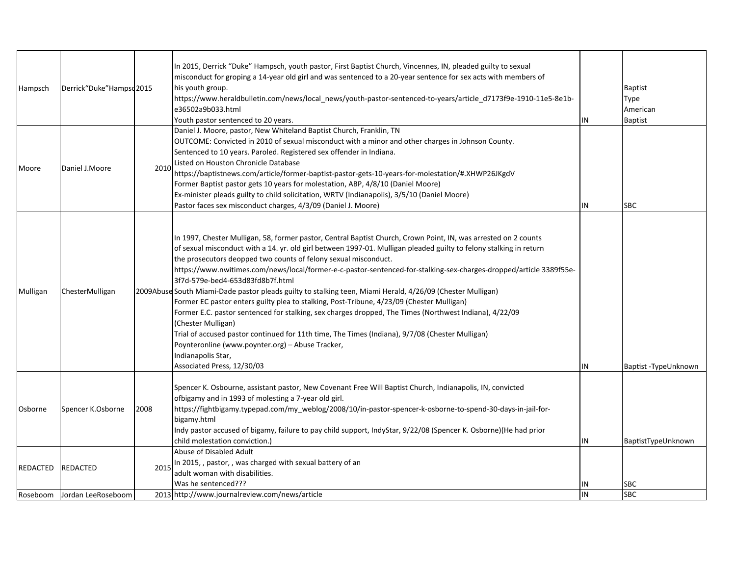| Hampsch | Derrick"Duke"Hampsc | 2015 | In 2015, Derrick "Duke" Hampsch, youth pastor, First Baptist Church, Vincennes, IN, pleaded guilty to sexual misconduct for groping a 14-year old girl and was sentenced to a 20-year sentence for sex acts with members of his youth group.<br>https://www.heraldbulletin.com/news/local_news/youth-pastor-sentenced-to-years/article_d7173f9e-1910-11e5-8e1b-e36502a9b033.html<br>Youth pastor sentenced to 20 years. | IN | Baptist Type American Baptist |
|---|---|---|---|---|---|
| Moore | Daniel J.Moore | 2010 | Daniel J. Moore, pastor, New Whiteland Baptist Church, Franklin, TN<br>OUTCOME: Convicted in 2010 of sexual misconduct with a minor and other charges in Johnson County.<br>Sentenced to 10 years. Paroled. Registered sex offender in Indiana.<br>Listed on Houston Chronicle Database<br>https://baptistnews.com/article/former-baptist-pastor-gets-10-years-for-molestation/#.XHWP26JKgdV<br>Former Baptist pastor gets 10 years for molestation, ABP, 4/8/10 (Daniel Moore)<br>Ex-minister pleads guilty to child solicitation, WRTV (Indianapolis), 3/5/10 (Daniel Moore)<br>Pastor faces sex misconduct charges, 4/3/09 (Daniel J. Moore) | IN | SBC |
| Mulligan | ChesterMulligan | 2009Abuse | In 1997, Chester Mulligan, 58, former pastor, Central Baptist Church, Crown Point, IN, was arrested on 2 counts of sexual misconduct with a 14. yr. old girl between 1997-01. Mulligan pleaded guilty to felony stalking in return the prosecutors deopped two counts of felony sexual misconduct.<br>https://www.nwitimes.com/news/local/former-e-c-pastor-sentenced-for-stalking-sex-charges-dropped/article 3389f55e-3f7d-579e-bed4-653d83fd8b7f.html<br>South Miami-Dade pastor pleads guilty to stalking teen, Miami Herald, 4/26/09 (Chester Mulligan)<br>Former EC pastor enters guilty plea to stalking, Post-Tribune, 4/23/09 (Chester Mulligan)<br>Former E.C. pastor sentenced for stalking, sex charges dropped, The Times (Northwest Indiana), 4/22/09 (Chester Mulligan)<br>Trial of accused pastor continued for 11th time, The Times (Indiana), 9/7/08 (Chester Mulligan)<br>Poynteronline (www.poynter.org) – Abuse Tracker,<br>Indianapolis Star,<br>Associated Press, 12/30/03 | IN | Baptist -TypeUnknown |
| Osborne | Spencer K.Osborne | 2008 | Spencer K. Osbourne, assistant pastor, New Covenant Free Will Baptist Church, Indianapolis, IN, convicted ofbigamy and in 1993 of molesting a 7-year old girl.<br>https://fightbigamy.typepad.com/my_weblog/2008/10/in-pastor-spencer-k-osborne-to-spend-30-days-in-jail-for-bigamy.html<br>Indy pastor accused of bigamy, failure to pay child support, IndyStar, 9/22/08 (Spencer K. Osborne)(He had prior child molestation conviction.) | IN | BaptistTypeUnknown |
| REDACTED | REDACTED | 2015 | Abuse of Disabled Adult<br>In 2015, , pastor, , was charged with sexual battery of an adult woman with disabilities.<br>Was he sentenced??? | IN | SBC |
| Roseboom | Jordan LeeRoseboom | 2013 | http://www.journalreview.com/news/article | IN | SBC |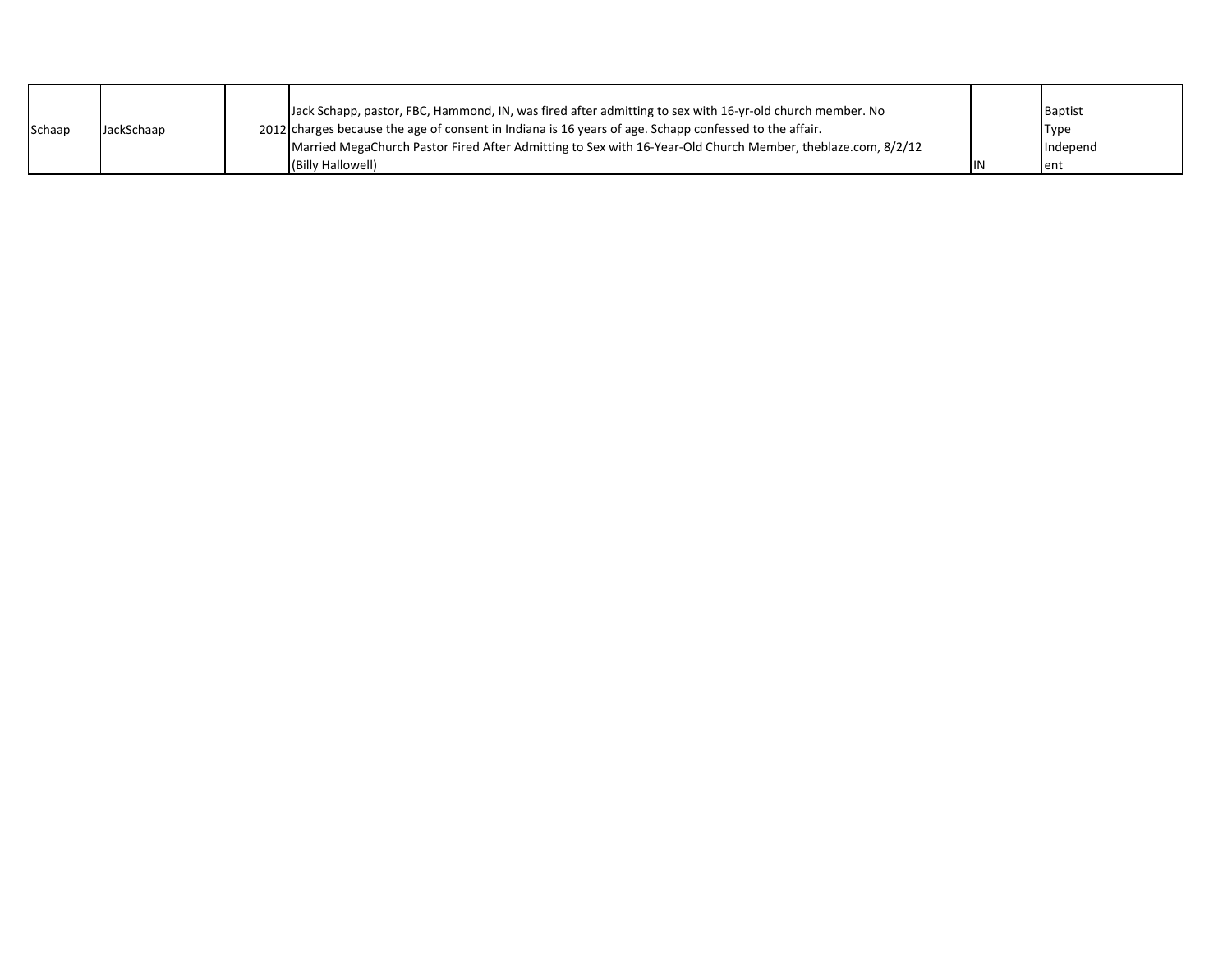| | | | | | |
|---|---|---|---|---|---|
| Schaap | JackSchaap | 2012 | Jack Schapp, pastor, FBC, Hammond, IN, was fired after admitting to sex with 16-yr-old church member. No charges because the age of consent in Indiana is 16 years of age. Schapp confessed to the affair. Married MegaChurch Pastor Fired After Admitting to Sex with 16-Year-Old Church Member, theblaze.com, 8/2/12 (Billy Hallowell) | IN | Baptist Type Independent |